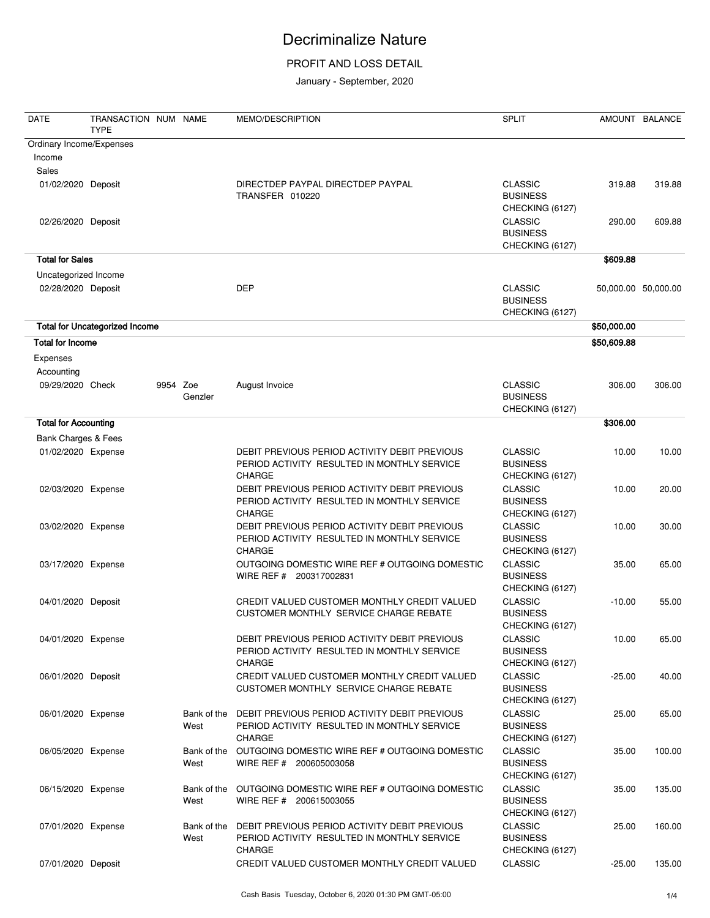# Decriminalize Nature

PROFIT AND LOSS DETAIL

January - September, 2020

| DATE | TRANSACTION TYPE | NUM | NAME | MEMO/DESCRIPTION | SPLIT | AMOUNT | BALANCE |
|---|---|---|---|---|---|---|---|
| Ordinary Income/Expenses | | | | | | | |
| Income | | | | | | | |
| Sales | | | | | | | |
| 01/02/2020 | Deposit | | | DIRECTDEP PAYPAL DIRECTDEP PAYPAL TRANSFER 010220 | CLASSIC BUSINESS CHECKING (6127) | 319.88 | 319.88 |
| 02/26/2020 | Deposit | | | | CLASSIC BUSINESS CHECKING (6127) | 290.00 | 609.88 |
| **Total for Sales** | | | | | | **$609.88** | |
| Uncategorized Income | | | | | | | |
| 02/28/2020 | Deposit | | | DEP | CLASSIC BUSINESS CHECKING (6127) | 50,000.00 | 50,000.00 |
| **Total for Uncategorized Income** | | | | | | **$50,000.00** | |
| **Total for Income** | | | | | | **$50,609.88** | |
| Expenses | | | | | | | |
| Accounting | | | | | | | |
| 09/29/2020 | Check | 9954 | Zoe Genzler | August Invoice | CLASSIC BUSINESS CHECKING (6127) | 306.00 | 306.00 |
| **Total for Accounting** | | | | | | **$306.00** | |
| Bank Charges & Fees | | | | | | | |
| 01/02/2020 | Expense | | | DEBIT PREVIOUS PERIOD ACTIVITY DEBIT PREVIOUS PERIOD ACTIVITY RESULTED IN MONTHLY SERVICE CHARGE | CLASSIC BUSINESS CHECKING (6127) | 10.00 | 10.00 |
| 02/03/2020 | Expense | | | DEBIT PREVIOUS PERIOD ACTIVITY DEBIT PREVIOUS PERIOD ACTIVITY RESULTED IN MONTHLY SERVICE CHARGE | CLASSIC BUSINESS CHECKING (6127) | 10.00 | 20.00 |
| 03/02/2020 | Expense | | | DEBIT PREVIOUS PERIOD ACTIVITY DEBIT PREVIOUS PERIOD ACTIVITY RESULTED IN MONTHLY SERVICE CHARGE | CLASSIC BUSINESS CHECKING (6127) | 10.00 | 30.00 |
| 03/17/2020 | Expense | | | OUTGOING DOMESTIC WIRE REF # OUTGOING DOMESTIC WIRE REF # 200317002831 | CLASSIC BUSINESS CHECKING (6127) | 35.00 | 65.00 |
| 04/01/2020 | Deposit | | | CREDIT VALUED CUSTOMER MONTHLY CREDIT VALUED CUSTOMER MONTHLY SERVICE CHARGE REBATE | CLASSIC BUSINESS CHECKING (6127) | -10.00 | 55.00 |
| 04/01/2020 | Expense | | | DEBIT PREVIOUS PERIOD ACTIVITY DEBIT PREVIOUS PERIOD ACTIVITY RESULTED IN MONTHLY SERVICE CHARGE | CLASSIC BUSINESS CHECKING (6127) | 10.00 | 65.00 |
| 06/01/2020 | Deposit | | | CREDIT VALUED CUSTOMER MONTHLY CREDIT VALUED CUSTOMER MONTHLY SERVICE CHARGE REBATE | CLASSIC BUSINESS CHECKING (6127) | -25.00 | 40.00 |
| 06/01/2020 | Expense | | Bank of the West | DEBIT PREVIOUS PERIOD ACTIVITY DEBIT PREVIOUS PERIOD ACTIVITY RESULTED IN MONTHLY SERVICE CHARGE | CLASSIC BUSINESS CHECKING (6127) | 25.00 | 65.00 |
| 06/05/2020 | Expense | | Bank of the West | OUTGOING DOMESTIC WIRE REF # OUTGOING DOMESTIC WIRE REF # 200605003058 | CLASSIC BUSINESS CHECKING (6127) | 35.00 | 100.00 |
| 06/15/2020 | Expense | | Bank of the West | OUTGOING DOMESTIC WIRE REF # OUTGOING DOMESTIC WIRE REF # 200615003055 | CLASSIC BUSINESS CHECKING (6127) | 35.00 | 135.00 |
| 07/01/2020 | Expense | | Bank of the West | DEBIT PREVIOUS PERIOD ACTIVITY DEBIT PREVIOUS PERIOD ACTIVITY RESULTED IN MONTHLY SERVICE CHARGE | CLASSIC BUSINESS CHECKING (6127) | 25.00 | 160.00 |
| 07/01/2020 | Deposit | | | CREDIT VALUED CUSTOMER MONTHLY CREDIT VALUED | CLASSIC | -25.00 | 135.00 |

Cash Basis Tuesday, October 6, 2020 01:30 PM GMT-05:00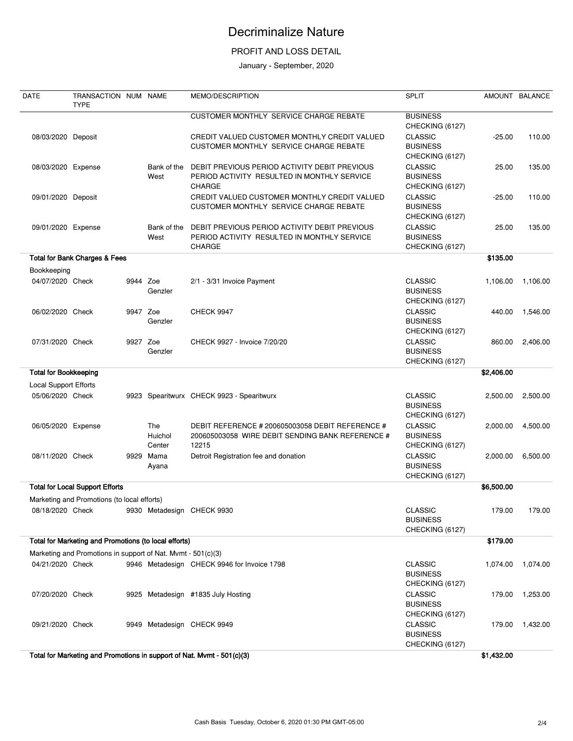# Decriminalize Nature

PROFIT AND LOSS DETAIL

January - September, 2020

| DATE | TRANSACTION TYPE | NUM | NAME | MEMO/DESCRIPTION | SPLIT | AMOUNT | BALANCE |
|---|---|---|---|---|---|---|---|
| | | | | CUSTOMER MONTHLY SERVICE CHARGE REBATE | BUSINESS CHECKING (6127) | | |
| 08/03/2020 | Deposit | | | CREDIT VALUED CUSTOMER MONTHLY CREDIT VALUED CUSTOMER MONTHLY SERVICE CHARGE REBATE | CLASSIC BUSINESS CHECKING (6127) | -25.00 | 110.00 |
| 08/03/2020 | Expense | | Bank of the West | DEBIT PREVIOUS PERIOD ACTIVITY DEBIT PREVIOUS PERIOD ACTIVITY RESULTED IN MONTHLY SERVICE CHARGE | CLASSIC BUSINESS CHECKING (6127) | 25.00 | 135.00 |
| 09/01/2020 | Deposit | | | CREDIT VALUED CUSTOMER MONTHLY CREDIT VALUED CUSTOMER MONTHLY SERVICE CHARGE REBATE | CLASSIC BUSINESS CHECKING (6127) | -25.00 | 110.00 |
| 09/01/2020 | Expense | | Bank of the West | DEBIT PREVIOUS PERIOD ACTIVITY DEBIT PREVIOUS PERIOD ACTIVITY RESULTED IN MONTHLY SERVICE CHARGE | CLASSIC BUSINESS CHECKING (6127) | 25.00 | 135.00 |
| **Total for Bank Charges & Fees** | | | | | | **$135.00** | |
| Bookkeeping | | | | | | | |
| 04/07/2020 | Check | 9944 | Zoe Genzler | 2/1 - 3/31 Invoice Payment | CLASSIC BUSINESS CHECKING (6127) | 1,106.00 | 1,106.00 |
| 06/02/2020 | Check | 9947 | Zoe Genzler | CHECK 9947 | CLASSIC BUSINESS CHECKING (6127) | 440.00 | 1,546.00 |
| 07/31/2020 | Check | 9927 | Zoe Genzler | CHECK 9927 - Invoice 7/20/20 | CLASSIC BUSINESS CHECKING (6127) | 860.00 | 2,406.00 |
| **Total for Bookkeeping** | | | | | | **$2,406.00** | |
| Local Support Efforts | | | | | | | |
| 05/06/2020 | Check | 9923 | Spearitwurx | CHECK 9923 - Spearitwurx | CLASSIC BUSINESS CHECKING (6127) | 2,500.00 | 2,500.00 |
| 06/05/2020 | Expense | | The Huichol Center | DEBIT REFERENCE # 200605003058 DEBIT REFERENCE # 200605003058 WIRE DEBIT SENDING BANK REFERENCE # 12215 | CLASSIC BUSINESS CHECKING (6127) | 2,000.00 | 4,500.00 |
| 08/11/2020 | Check | 9929 | Mama Ayana | Detroit Registration fee and donation | CLASSIC BUSINESS CHECKING (6127) | 2,000.00 | 6,500.00 |
| **Total for Local Support Efforts** | | | | | | **$6,500.00** | |
| Marketing and Promotions (to local efforts) | | | | | | | |
| 08/18/2020 | Check | 9930 | Metadesign | CHECK 9930 | CLASSIC BUSINESS CHECKING (6127) | 179.00 | 179.00 |
| **Total for Marketing and Promotions (to local efforts)** | | | | | | **$179.00** | |
| Marketing and Promotions in support of Nat. Mvmt - 501(c)(3) | | | | | | | |
| 04/21/2020 | Check | 9946 | Metadesign | CHECK 9946 for Invoice 1798 | CLASSIC BUSINESS CHECKING (6127) | 1,074.00 | 1,074.00 |
| 07/20/2020 | Check | 9925 | Metadesign | #1835 July Hosting | CLASSIC BUSINESS CHECKING (6127) | 179.00 | 1,253.00 |
| 09/21/2020 | Check | 9949 | Metadesign | CHECK 9949 | CLASSIC BUSINESS CHECKING (6127) | 179.00 | 1,432.00 |
| **Total for Marketing and Promotions in support of Nat. Mvmt - 501(c)(3)** | | | | | | **$1,432.00** | |

Cash Basis Tuesday, October 6, 2020 01:30 PM GMT-05:00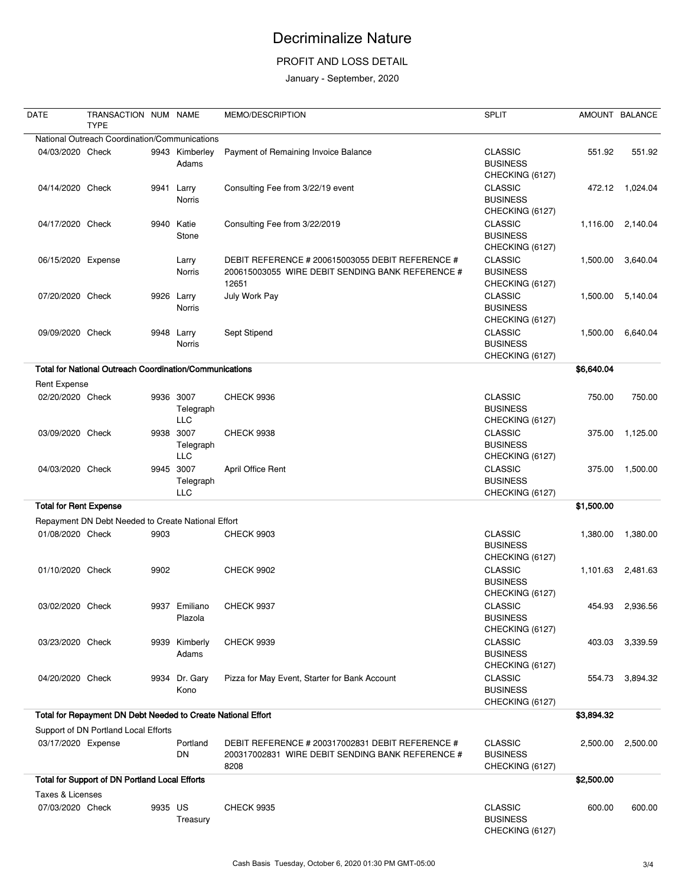# Decriminalize Nature

## PROFIT AND LOSS DETAIL

January - September, 2020

| DATE | TRANSACTION TYPE | NUM | NAME | MEMO/DESCRIPTION | SPLIT | AMOUNT | BALANCE |
|---|---|---|---|---|---|---|---|
| National Outreach Coordination/Communications | | | | | | | |
| 04/03/2020 | Check | 9943 | Kimberley Adams | Payment of Remaining Invoice Balance | CLASSIC BUSINESS CHECKING (6127) | 551.92 | 551.92 |
| 04/14/2020 | Check | 9941 | Larry Norris | Consulting Fee from 3/22/19 event | CLASSIC BUSINESS CHECKING (6127) | 472.12 | 1,024.04 |
| 04/17/2020 | Check | 9940 | Katie Stone | Consulting Fee from 3/22/2019 | CLASSIC BUSINESS CHECKING (6127) | 1,116.00 | 2,140.04 |
| 06/15/2020 | Expense | | Larry Norris | DEBIT REFERENCE # 200615003055 DEBIT REFERENCE # 200615003055 WIRE DEBIT SENDING BANK REFERENCE # 12651 | CLASSIC BUSINESS CHECKING (6127) | 1,500.00 | 3,640.04 |
| 07/20/2020 | Check | 9926 | Larry Norris | July Work Pay | CLASSIC BUSINESS CHECKING (6127) | 1,500.00 | 5,140.04 |
| 09/09/2020 | Check | 9948 | Larry Norris | Sept Stipend | CLASSIC BUSINESS CHECKING (6127) | 1,500.00 | 6,640.04 |
| **Total for National Outreach Coordination/Communications** | | | | | | **$6,640.04** | |
| Rent Expense | | | | | | | |
| 02/20/2020 | Check | 9936 | 3007 Telegraph LLC | CHECK 9936 | CLASSIC BUSINESS CHECKING (6127) | 750.00 | 750.00 |
| 03/09/2020 | Check | 9938 | 3007 Telegraph LLC | CHECK 9938 | CLASSIC BUSINESS CHECKING (6127) | 375.00 | 1,125.00 |
| 04/03/2020 | Check | 9945 | 3007 Telegraph LLC | April Office Rent | CLASSIC BUSINESS CHECKING (6127) | 375.00 | 1,500.00 |
| **Total for Rent Expense** | | | | | | **$1,500.00** | |
| Repayment DN Debt Needed to Create National Effort | | | | | | | |
| 01/08/2020 | Check | 9903 | | CHECK 9903 | CLASSIC BUSINESS CHECKING (6127) | 1,380.00 | 1,380.00 |
| 01/10/2020 | Check | 9902 | | CHECK 9902 | CLASSIC BUSINESS CHECKING (6127) | 1,101.63 | 2,481.63 |
| 03/02/2020 | Check | 9937 | Emiliano Plazola | CHECK 9937 | CLASSIC BUSINESS CHECKING (6127) | 454.93 | 2,936.56 |
| 03/23/2020 | Check | 9939 | Kimberly Adams | CHECK 9939 | CLASSIC BUSINESS CHECKING (6127) | 403.03 | 3,339.59 |
| 04/20/2020 | Check | 9934 | Dr. Gary Kono | Pizza for May Event, Starter for Bank Account | CLASSIC BUSINESS CHECKING (6127) | 554.73 | 3,894.32 |
| **Total for Repayment DN Debt Needed to Create National Effort** | | | | | | **$3,894.32** | |
| Support of DN Portland Local Efforts | | | | | | | |
| 03/17/2020 | Expense | | Portland DN | DEBIT REFERENCE # 200317002831 DEBIT REFERENCE # 200317002831 WIRE DEBIT SENDING BANK REFERENCE # 8208 | CLASSIC BUSINESS CHECKING (6127) | 2,500.00 | 2,500.00 |
| **Total for Support of DN Portland Local Efforts** | | | | | | **$2,500.00** | |
| Taxes & Licenses | | | | | | | |
| 07/03/2020 | Check | 9935 | US Treasury | CHECK 9935 | CLASSIC BUSINESS CHECKING (6127) | 600.00 | 600.00 |

Cash Basis Tuesday, October 6, 2020 01:30 PM GMT-05:00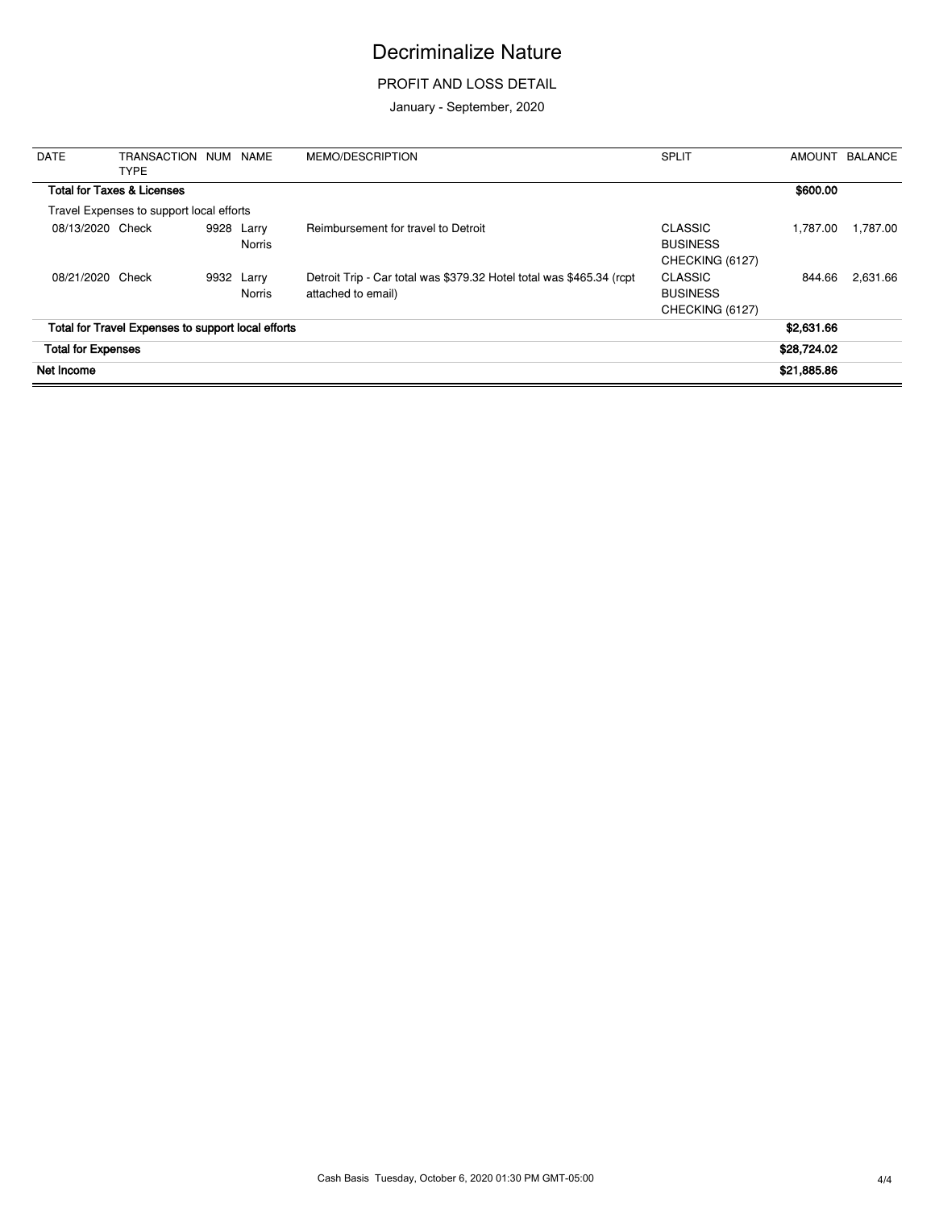# Decriminalize Nature

PROFIT AND LOSS DETAIL

January - September, 2020

| DATE | TRANSACTION TYPE | NUM | NAME | MEMO/DESCRIPTION | SPLIT | AMOUNT | BALANCE |
|---|---|---|---|---|---|---|---|
| **Total for Taxes & Licenses** | | | | | | **$600.00** | |
| Travel Expenses to support local efforts | | | | | | | |
| 08/13/2020 | Check | 9928 | Larry Norris | Reimbursement for travel to Detroit | CLASSIC BUSINESS CHECKING (6127) | 1,787.00 | 1,787.00 |
| 08/21/2020 | Check | 9932 | Larry Norris | Detroit Trip - Car total was $379.32 Hotel total was $465.34 (rcpt attached to email) | CLASSIC BUSINESS CHECKING (6127) | 844.66 | 2,631.66 |
| **Total for Travel Expenses to support local efforts** | | | | | | **$2,631.66** | |
| **Total for Expenses** | | | | | | **$28,724.02** | |
| **Net Income** | | | | | | **$21,885.86** | |

Cash Basis Tuesday, October 6, 2020 01:30 PM GMT-05:00